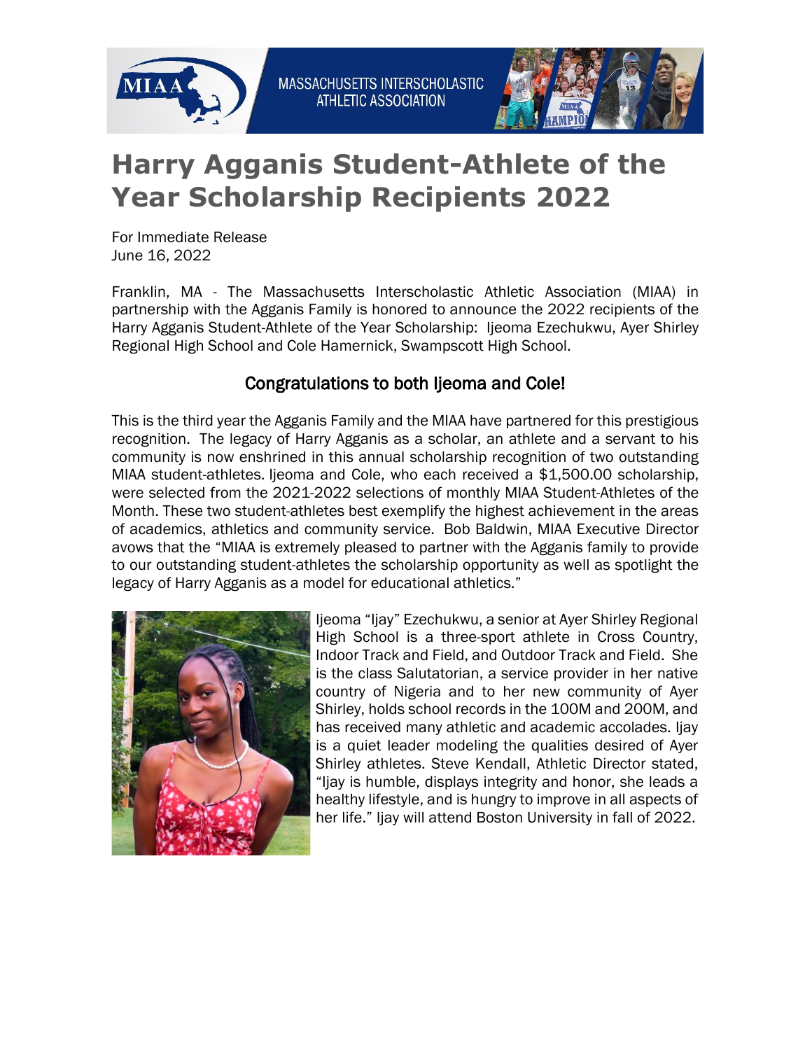MASSACHUSETTS INTERSCHOLASTIC ATHLETIC ASSOCIATION

# Harry Agganis Student-Athlete of the Year Scholarship Recipients 2022

For Immediate Release
June 16, 2022

Franklin, MA - The Massachusetts Interscholastic Athletic Association (MIAA) in partnership with the Agganis Family is honored to announce the 2022 recipients of the Harry Agganis Student-Athlete of the Year Scholarship: Ijeoma Ezechukwu, Ayer Shirley Regional High School and Cole Hamernick, Swampscott High School.

## Congratulations to both Ijeoma and Cole!

This is the third year the Agganis Family and the MIAA have partnered for this prestigious recognition. The legacy of Harry Agganis as a scholar, an athlete and a servant to his community is now enshrined in this annual scholarship recognition of two outstanding MIAA student-athletes. Ijeoma and Cole, who each received a $1,500.00 scholarship, were selected from the 2021-2022 selections of monthly MIAA Student-Athletes of the Month. These two student-athletes best exemplify the highest achievement in the areas of academics, athletics and community service. Bob Baldwin, MIAA Executive Director avows that the "MIAA is extremely pleased to partner with the Agganis family to provide to our outstanding student-athletes the scholarship opportunity as well as spotlight the legacy of Harry Agganis as a model for educational athletics."

Ijeoma "Ijay" Ezechukwu, a senior at Ayer Shirley Regional High School is a three-sport athlete in Cross Country, Indoor Track and Field, and Outdoor Track and Field. She is the class Salutatorian, a service provider in her native country of Nigeria and to her new community of Ayer Shirley, holds school records in the 100M and 200M, and has received many athletic and academic accolades. Ijay is a quiet leader modeling the qualities desired of Ayer Shirley athletes. Steve Kendall, Athletic Director stated, "Ijay is humble, displays integrity and honor, she leads a healthy lifestyle, and is hungry to improve in all aspects of her life." Ijay will attend Boston University in fall of 2022.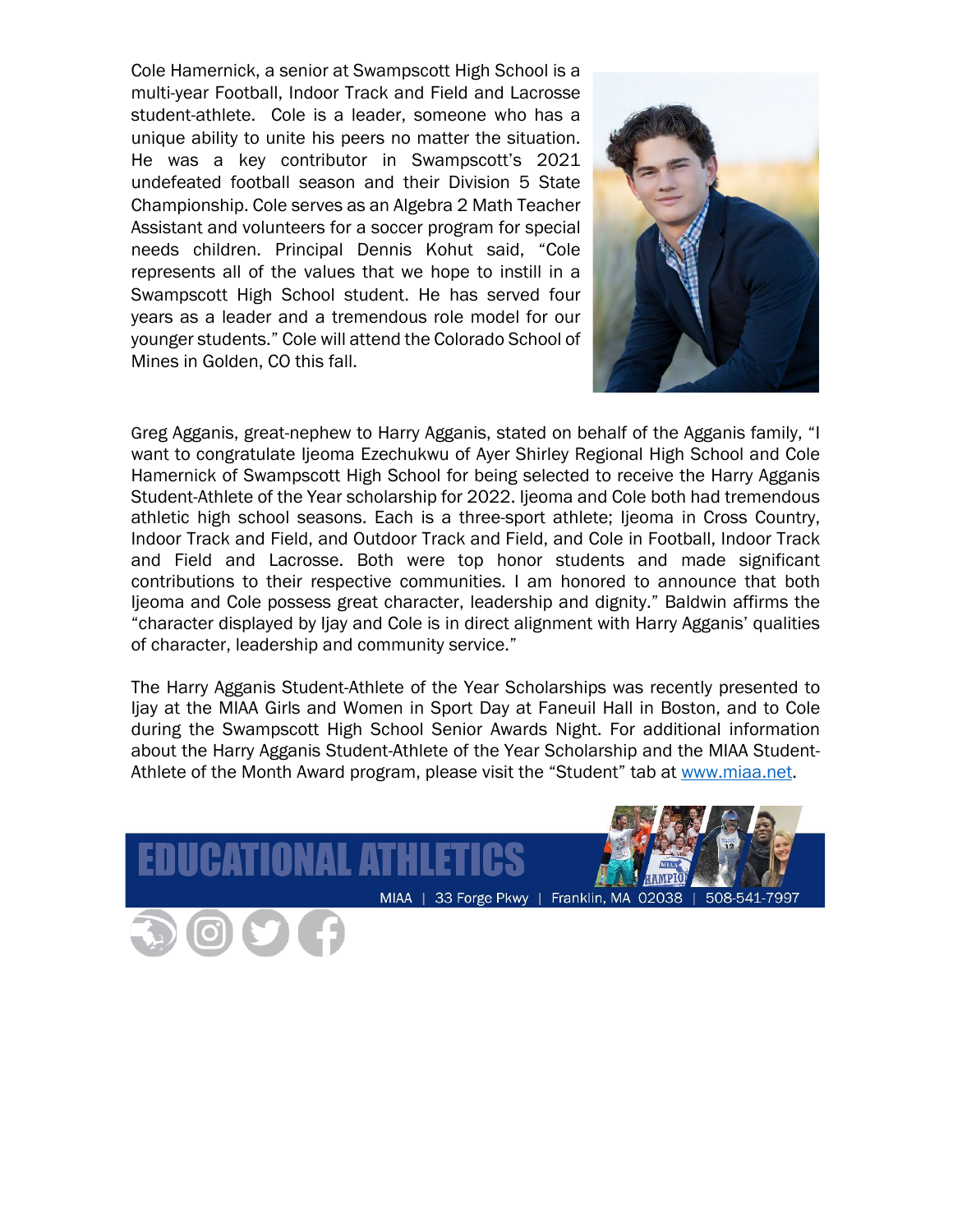Cole Hamernick, a senior at Swampscott High School is a multi-year Football, Indoor Track and Field and Lacrosse student-athlete. Cole is a leader, someone who has a unique ability to unite his peers no matter the situation. He was a key contributor in Swampscott's 2021 undefeated football season and their Division 5 State Championship. Cole serves as an Algebra 2 Math Teacher Assistant and volunteers for a soccer program for special needs children. Principal Dennis Kohut said, "Cole represents all of the values that we hope to instill in a Swampscott High School student. He has served four years as a leader and a tremendous role model for our younger students." Cole will attend the Colorado School of Mines in Golden, CO this fall.

Greg Agganis, great-nephew to Harry Agganis, stated on behalf of the Agganis family, "I want to congratulate Ijeoma Ezechukwu of Ayer Shirley Regional High School and Cole Hamernick of Swampscott High School for being selected to receive the Harry Agganis Student-Athlete of the Year scholarship for 2022. Ijeoma and Cole both had tremendous athletic high school seasons. Each is a three-sport athlete; Ijeoma in Cross Country, Indoor Track and Field, and Outdoor Track and Field, and Cole in Football, Indoor Track and Field and Lacrosse. Both were top honor students and made significant contributions to their respective communities. I am honored to announce that both Ijeoma and Cole possess great character, leadership and dignity." Baldwin affirms the "character displayed by Ijay and Cole is in direct alignment with Harry Agganis' qualities of character, leadership and community service."

The Harry Agganis Student-Athlete of the Year Scholarships was recently presented to Ijay at the MIAA Girls and Women in Sport Day at Faneuil Hall in Boston, and to Cole during the Swampscott High School Senior Awards Night. For additional information about the Harry Agganis Student-Athlete of the Year Scholarship and the MIAA Student-Athlete of the Month Award program, please visit the "Student" tab at [www.miaa.net](http://www.miaa.net).

EDUCATIONAL ATHLETICS

MIAA | 33 Forge Pkwy | Franklin, MA 02038 | 508-541-7997